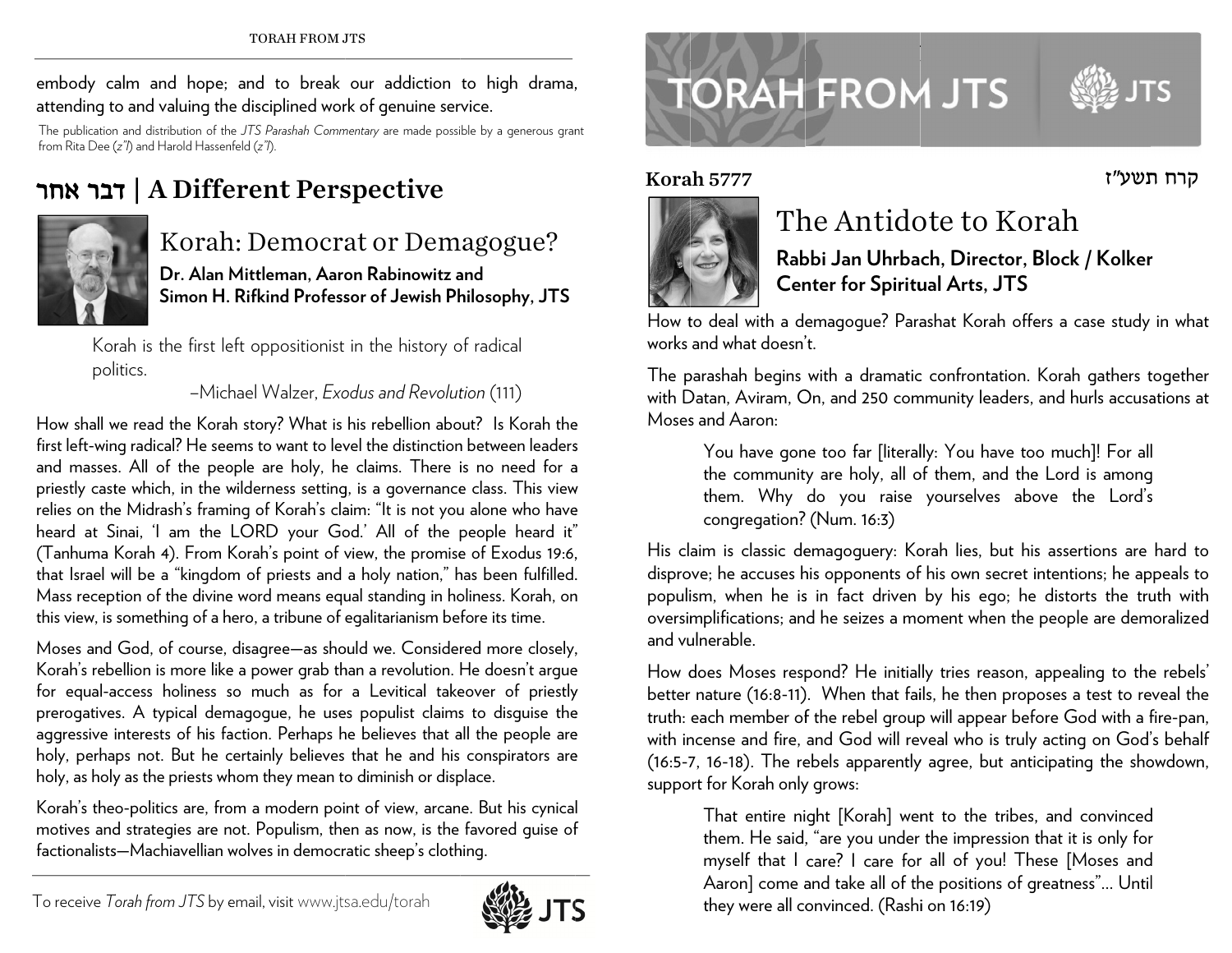embody calm and hope; and to break our addiction to high drama, attending to and valuing the disciplined work of genuine service.

The publication and distribution of the *JTS Parashah Commentary* are made possible by a generous grant from Rita Dee (*z"l*) and Harold Hassenfeld (*z"l*).

## דבר אחר | A Different Perspective

### Korah: Democrat or Demagogue?

**Dr. Alan Mittleman, Aaron Rabinowitz and Simon H. Rifkind Professor of Jewish Philosophy, JTS**

> Korah is the first left oppositionist in the history of radical politics.
>
> –Michael Walzer, *Exodus and Revolution* (111)

How shall we read the Korah story? What is his rebellion about? Is Korah the first left-wing radical? He seems to want to level the distinction between leaders and masses. All of the people are holy, he claims. There is no need for a priestly caste which, in the wilderness setting, is a governance class. This view relies on the Midrash's framing of Korah's claim: "It is not you alone who have heard at Sinai, 'I am the LORD your God.' All of the people heard it" (Tanhuma Korah 4). From Korah's point of view, the promise of Exodus 19:6, that Israel will be a "kingdom of priests and a holy nation," has been fulfilled. Mass reception of the divine word means equal standing in holiness. Korah, on this view, is something of a hero, a tribune of egalitarianism before its time.

Moses and God, of course, disagree—as should we. Considered more closely, Korah's rebellion is more like a power grab than a revolution. He doesn't argue for equal-access holiness so much as for a Levitical takeover of priestly prerogatives. A typical demagogue, he uses populist claims to disguise the aggressive interests of his faction. Perhaps he believes that all the people are holy, perhaps not. But he certainly believes that he and his conspirators are holy, as holy as the priests whom they mean to diminish or displace.

Korah's theo-politics are, from a modern point of view, arcane. But his cynical motives and strategies are not. Populism, then as now, is the favored guise of factionalists—Machiavellian wolves in democratic sheep's clothing.

To receive *Torah from JTS* by email, visit www.jtsa.edu/torah

# TORAH FROM JTS

**Korah 5777** קרח תשע"ז

## The Antidote to Korah

**Rabbi Jan Uhrbach, Director, Block / Kolker Center for Spiritual Arts, JTS**

How to deal with a demagogue? Parashat Korah offers a case study in what works and what doesn't.

The parashah begins with a dramatic confrontation. Korah gathers together with Datan, Aviram, On, and 250 community leaders, and hurls accusations at Moses and Aaron:

> You have gone too far [literally: You have too much]! For all the community are holy, all of them, and the Lord is among them. Why do you raise yourselves above the Lord's congregation? (Num. 16:3)

His claim is classic demagoguery: Korah lies, but his assertions are hard to disprove; he accuses his opponents of his own secret intentions; he appeals to populism, when he is in fact driven by his ego; he distorts the truth with oversimplifications; and he seizes a moment when the people are demoralized and vulnerable.

How does Moses respond? He initially tries reason, appealing to the rebels' better nature (16:8-11). When that fails, he then proposes a test to reveal the truth: each member of the rebel group will appear before God with a fire-pan, with incense and fire, and God will reveal who is truly acting on God's behalf (16:5-7, 16-18). The rebels apparently agree, but anticipating the showdown, support for Korah only grows:

> That entire night [Korah] went to the tribes, and convinced them. He said, "are you under the impression that it is only for myself that I care? I care for all of you! These [Moses and Aaron] come and take all of the positions of greatness"... Until they were all convinced. (Rashi on 16:19)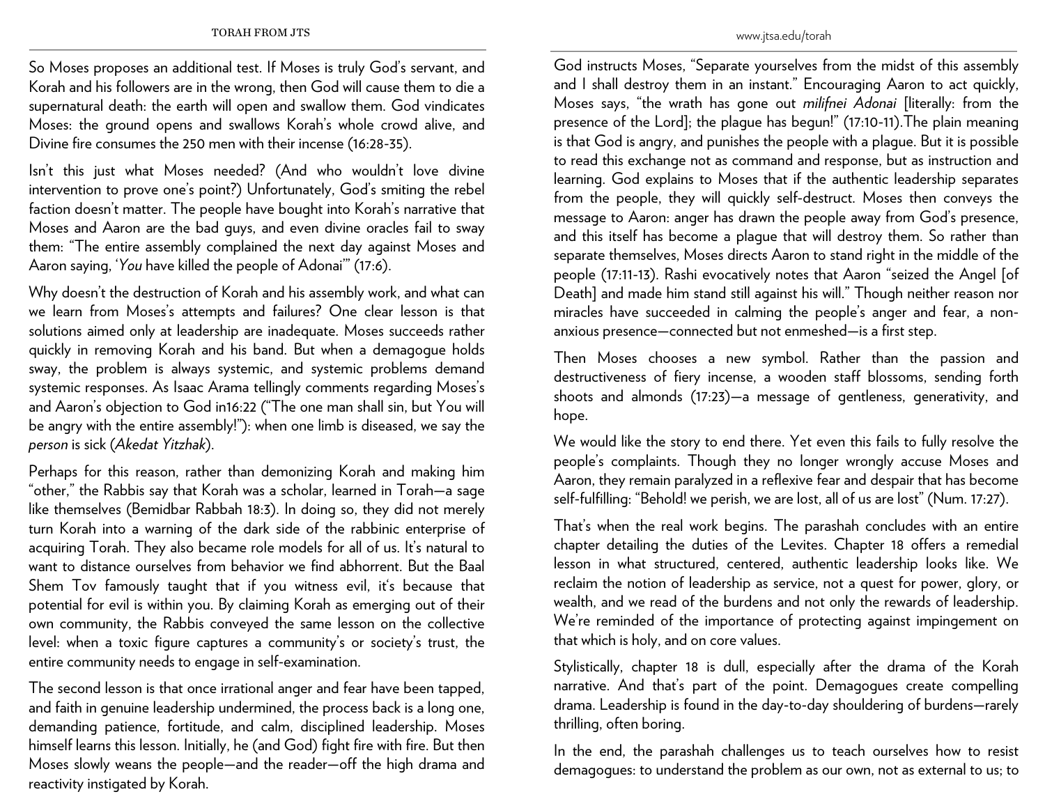So Moses proposes an additional test. If Moses is truly God's servant, and Korah and his followers are in the wrong, then God will cause them to die a supernatural death: the earth will open and swallow them. God vindicates Moses: the ground opens and swallows Korah's whole crowd alive, and Divine fire consumes the 250 men with their incense (16:28-35).

Isn't this just what Moses needed? (And who wouldn't love divine intervention to prove one's point?) Unfortunately, God's smiting the rebel faction doesn't matter. The people have bought into Korah's narrative that Moses and Aaron are the bad guys, and even divine oracles fail to sway them: "The entire assembly complained the next day against Moses and Aaron saying, '*You* have killed the people of Adonai'" (17:6).

Why doesn't the destruction of Korah and his assembly work, and what can we learn from Moses's attempts and failures? One clear lesson is that solutions aimed only at leadership are inadequate. Moses succeeds rather quickly in removing Korah and his band. But when a demagogue holds sway, the problem is always systemic, and systemic problems demand systemic responses. As Isaac Arama tellingly comments regarding Moses's and Aaron's objection to God in16:22 ("The one man shall sin, but You will be angry with the entire assembly!"): when one limb is diseased, we say the *person* is sick (*Akedat Yitzhak*).

Perhaps for this reason, rather than demonizing Korah and making him "other," the Rabbis say that Korah was a scholar, learned in Torah—a sage like themselves (Bemidbar Rabbah 18:3). In doing so, they did not merely turn Korah into a warning of the dark side of the rabbinic enterprise of acquiring Torah. They also became role models for all of us. It's natural to want to distance ourselves from behavior we find abhorrent. But the Baal Shem Tov famously taught that if you witness evil, it's because that potential for evil is within you. By claiming Korah as emerging out of their own community, the Rabbis conveyed the same lesson on the collective level: when a toxic figure captures a community's or society's trust, the entire community needs to engage in self-examination.

The second lesson is that once irrational anger and fear have been tapped, and faith in genuine leadership undermined, the process back is a long one, demanding patience, fortitude, and calm, disciplined leadership. Moses himself learns this lesson. Initially, he (and God) fight fire with fire. But then Moses slowly weans the people—and the reader—off the high drama and reactivity instigated by Korah.

God instructs Moses, "Separate yourselves from the midst of this assembly and I shall destroy them in an instant." Encouraging Aaron to act quickly, Moses says, "the wrath has gone out *milifnei Adonai* [literally: from the presence of the Lord]; the plague has begun!" (17:10-11).The plain meaning is that God is angry, and punishes the people with a plague. But it is possible to read this exchange not as command and response, but as instruction and learning. God explains to Moses that if the authentic leadership separates from the people, they will quickly self-destruct. Moses then conveys the message to Aaron: anger has drawn the people away from God's presence, and this itself has become a plague that will destroy them. So rather than separate themselves, Moses directs Aaron to stand right in the middle of the people (17:11-13). Rashi evocatively notes that Aaron "seized the Angel [of Death] and made him stand still against his will." Though neither reason nor miracles have succeeded in calming the people's anger and fear, a non-anxious presence—connected but not enmeshed—is a first step.

Then Moses chooses a new symbol. Rather than the passion and destructiveness of fiery incense, a wooden staff blossoms, sending forth shoots and almonds (17:23)—a message of gentleness, generativity, and hope.

We would like the story to end there. Yet even this fails to fully resolve the people's complaints. Though they no longer wrongly accuse Moses and Aaron, they remain paralyzed in a reflexive fear and despair that has become self-fulfilling: "Behold! we perish, we are lost, all of us are lost" (Num. 17:27).

That's when the real work begins. The parashah concludes with an entire chapter detailing the duties of the Levites. Chapter 18 offers a remedial lesson in what structured, centered, authentic leadership looks like. We reclaim the notion of leadership as service, not a quest for power, glory, or wealth, and we read of the burdens and not only the rewards of leadership. We're reminded of the importance of protecting against impingement on that which is holy, and on core values.

Stylistically, chapter 18 is dull, especially after the drama of the Korah narrative. And that's part of the point. Demagogues create compelling drama. Leadership is found in the day-to-day shouldering of burdens—rarely thrilling, often boring.

In the end, the parashah challenges us to teach ourselves how to resist demagogues: to understand the problem as our own, not as external to us; to